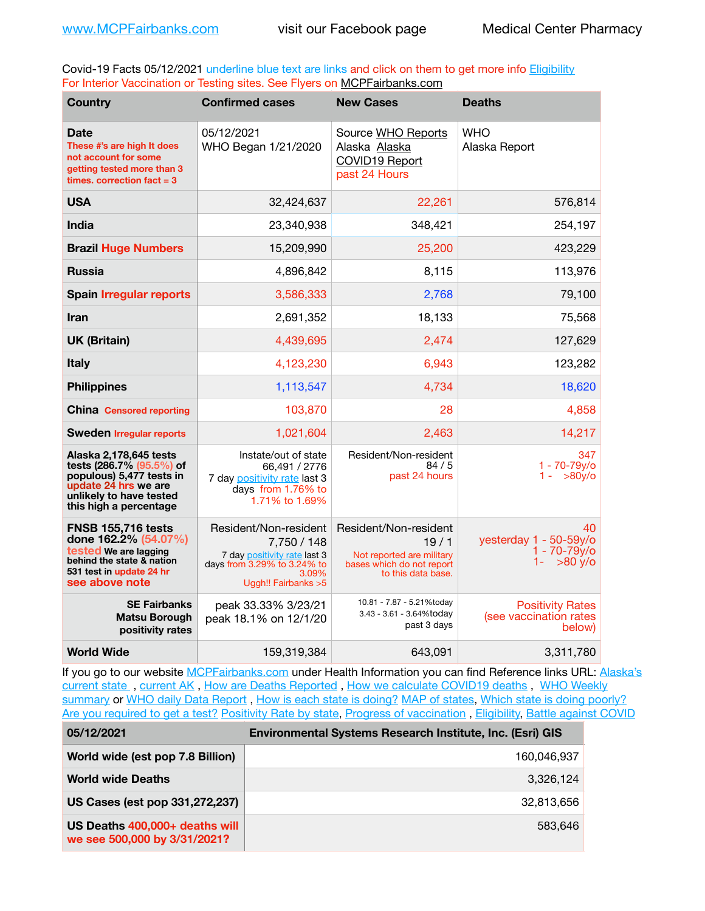www.MCPFairbanks.com visit our Facebook page Medical Center Pharmacy

Covid-19 Facts 05/12/2021 underline blue text are links and click on them to get more info Eligibility
For Interior Vaccination or Testing sites. See Flyers on MCPFairbanks.com

| Country | Confirmed cases | New Cases | Deaths |
|---|---|---|---|
| **Date** These #'s are high It does not account for some getting tested more than 3 times. correction fact = 3 | 05/12/2021 WHO Began 1/21/2020 | Source WHO Reports Alaska Alaska COVID19 Report past 24 Hours | WHO Alaska Report |
| **USA** | 32,424,637 | 22,261 | 576,814 |
| **India** | 23,340,938 | 348,421 | 254,197 |
| **Brazil** Huge Numbers | 15,209,990 | 25,200 | 423,229 |
| **Russia** | 4,896,842 | 8,115 | 113,976 |
| **Spain** Irregular reports | 3,586,333 | 2,768 | 79,100 |
| **Iran** | 2,691,352 | 18,133 | 75,568 |
| **UK (Britain)** | 4,439,695 | 2,474 | 127,629 |
| **Italy** | 4,123,230 | 6,943 | 123,282 |
| **Philippines** | 1,113,547 | 4,734 | 18,620 |
| **China** Censored reporting | 103,870 | 28 | 4,858 |
| **Sweden** Irregular reports | 1,021,604 | 2,463 | 14,217 |
| **Alaska 2,178,645 tests tests (286.7% (95.5%) of populous) 5,477 tests in update 24 hrs we are unlikely to have tested this high a percentage** | Instate/out of state 66,491 / 2776 7 day positivity rate last 3 days from 1.76% to 1.71% to 1.69% | Resident/Non-resident 84 / 5 past 24 hours | 347 1 - 70-79y/o 1 - >80y/o |
| **FNSB 155,716 tests done 162.2% (54.07%) tested We are lagging behind the state & nation 531 test in update 24 hr see above note** | Resident/Non-resident 7,750 / 148 7 day positivity rate last 3 days from 3.29% to 3.24% to 3.09% Uggh!! Fairbanks >5 | Resident/Non-resident 19 / 1 Not reported are military bases which do not report to this data base. | 40 yesterday 1 - 50-59y/o 1 - 70-79y/o 1- >80 y/o |
| **SE Fairbanks Matsu Borough positivity rates** | peak 33.33% 3/23/21 peak 18.1% on 12/1/20 | 10.81 - 7.87 - 5.21%today 3.43 - 3.61 - 3.64%today past 3 days | Positivity Rates (see vaccination rates below) |
| **World Wide** | 159,319,384 | 643,091 | 3,311,780 |

If you go to our website MCPFairbanks.com under Health Information you can find Reference links URL: Alaska's current state , current AK , How are Deaths Reported , How we calculate COVID19 deaths , WHO Weekly summary or WHO daily Data Report , How is each state is doing? MAP of states, Which state is doing poorly? Are you required to get a test? Positivity Rate by state, Progress of vaccination , Eligibility, Battle against COVID

| 05/12/2021 | Environmental Systems Research Institute, Inc. (Esri) GIS |
|---|---|
| **World wide (est pop 7.8 Billion)** | 160,046,937 |
| **World wide Deaths** | 3,326,124 |
| **US Cases (est pop 331,272,237)** | 32,813,656 |
| **US Deaths** 400,000+ deaths will we see 500,000 by 3/31/2021? | 583,646 |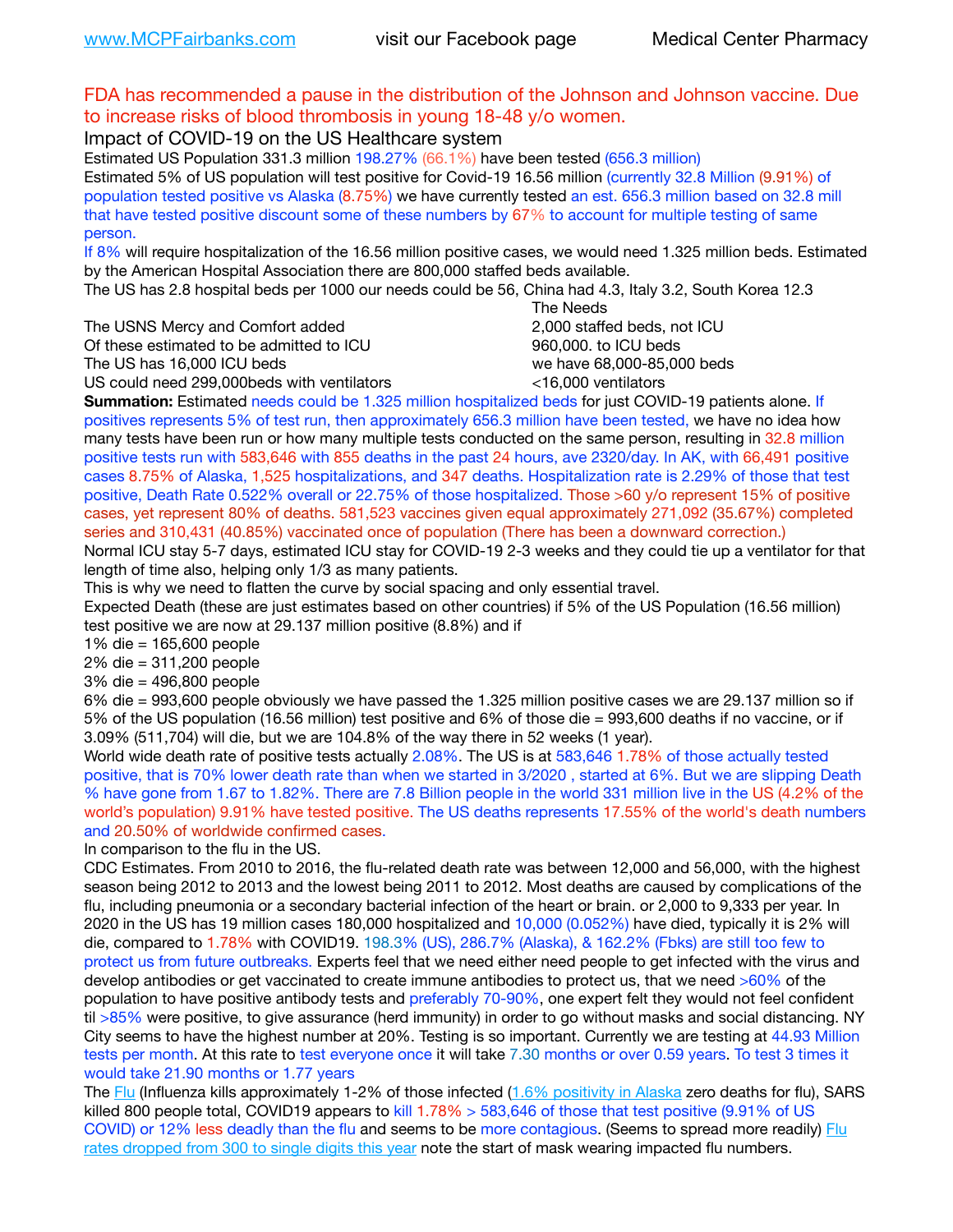FDA has recommended a pause in the distribution of the Johnson and Johnson vaccine. Due to increase risks of blood thrombosis in young 18-48 y/o women.

Impact of COVID-19 on the US Healthcare system

Estimated US Population 331.3 million 198.27% (66.1%) have been tested (656.3 million)

Estimated 5% of US population will test positive for Covid-19 16.56 million (currently 32.8 Million (9.91%) of population tested positive vs Alaska (8.75%) we have currently tested an est. 656.3 million based on 32.8 mill that have tested positive discount some of these numbers by 67% to account for multiple testing of same person.

If 8% will require hospitalization of the 16.56 million positive cases, we would need 1.325 million beds. Estimated by the American Hospital Association there are 800,000 staffed beds available.

The US has 2.8 hospital beds per 1000 our needs could be 56, China had 4.3, Italy 3.2, South Korea 12.3

| | The Needs |
|---|---|
| The USNS Mercy and Comfort added | 2,000 staffed beds, not ICU |
| Of these estimated to be admitted to ICU | 960,000. to ICU beds |
| The US has 16,000 ICU beds | we have 68,000-85,000 beds |
| US could need 299,000beds with ventilators | <16,000 ventilators |

**Summation:** Estimated needs could be 1.325 million hospitalized beds for just COVID-19 patients alone. If positives represents 5% of test run, then approximately 656.3 million have been tested, we have no idea how many tests have been run or how many multiple tests conducted on the same person, resulting in 32.8 million positive tests run with 583,646 with 855 deaths in the past 24 hours, ave 2320/day. In AK, with 66,491 positive cases 8.75% of Alaska, 1,525 hospitalizations, and 347 deaths. Hospitalization rate is 2.29% of those that test positive, Death Rate 0.522% overall or 22.75% of those hospitalized. Those >60 y/o represent 15% of positive cases, yet represent 80% of deaths. 581,523 vaccines given equal approximately 271,092 (35.67%) completed series and 310,431 (40.85%) vaccinated once of population (There has been a downward correction.)

Normal ICU stay 5-7 days, estimated ICU stay for COVID-19 2-3 weeks and they could tie up a ventilator for that length of time also, helping only 1/3 as many patients.

This is why we need to flatten the curve by social spacing and only essential travel.

Expected Death (these are just estimates based on other countries) if 5% of the US Population (16.56 million) test positive we are now at 29.137 million positive (8.8%) and if

1% die = 165,600 people
2% die = 311,200 people
3% die = 496,800 people
6% die = 993,600 people obviously we have passed the 1.325 million positive cases we are 29.137 million so if 5% of the US population (16.56 million) test positive and 6% of those die = 993,600 deaths if no vaccine, or if 3.09% (511,704) will die, but we are 104.8% of the way there in 52 weeks (1 year).

World wide death rate of positive tests actually 2.08%. The US is at 583,646 1.78% of those actually tested positive, that is 70% lower death rate than when we started in 3/2020 , started at 6%. But we are slipping Death % have gone from 1.67 to 1.82%. There are 7.8 Billion people in the world 331 million live in the US (4.2% of the world's population) 9.91% have tested positive. The US deaths represents 17.55% of the world's death numbers and 20.50% of worldwide confirmed cases.

In comparison to the flu in the US.

CDC Estimates. From 2010 to 2016, the flu-related death rate was between 12,000 and 56,000, with the highest season being 2012 to 2013 and the lowest being 2011 to 2012. Most deaths are caused by complications of the flu, including pneumonia or a secondary bacterial infection of the heart or brain. or 2,000 to 9,333 per year. In 2020 in the US has 19 million cases 180,000 hospitalized and 10,000 (0.052%) have died, typically it is 2% will die, compared to 1.78% with COVID19. 198.3% (US), 286.7% (Alaska), & 162.2% (Fbks) are still too few to protect us from future outbreaks. Experts feel that we need either need people to get infected with the virus and develop antibodies or get vaccinated to create immune antibodies to protect us, that we need >60% of the population to have positive antibody tests and preferably 70-90%, one expert felt they would not feel confident til >85% were positive, to give assurance (herd immunity) in order to go without masks and social distancing. NY City seems to have the highest number at 20%. Testing is so important. Currently we are testing at 44.93 Million tests per month. At this rate to test everyone once it will take 7.30 months or over 0.59 years. To test 3 times it would take 21.90 months or 1.77 years

The Flu (Influenza kills approximately 1-2% of those infected (1.6% positivity in Alaska zero deaths for flu), SARS killed 800 people total, COVID19 appears to kill 1.78% > 583,646 of those that test positive (9.91% of US COVID) or 12% less deadly than the flu and seems to be more contagious. (Seems to spread more readily) Flu rates dropped from 300 to single digits this year note the start of mask wearing impacted flu numbers.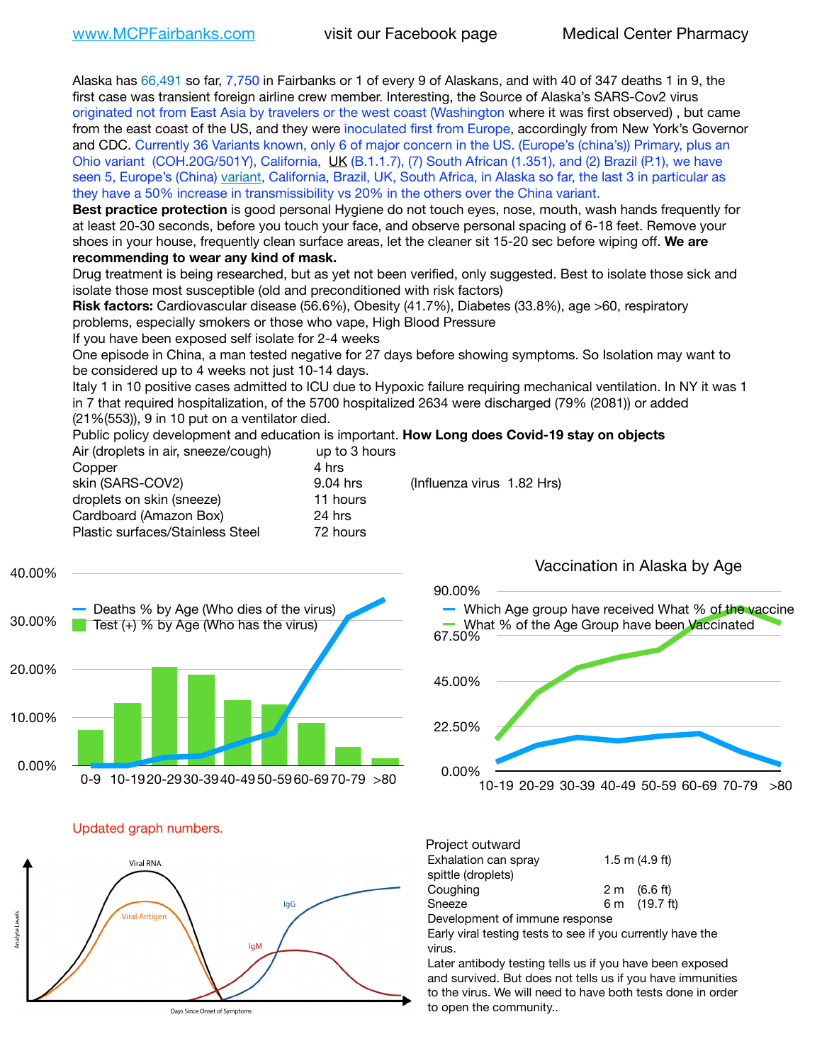www.MCPFairbanks.com visit our Facebook page Medical Center Pharmacy

Alaska has 66,491 so far, 7,750 in Fairbanks or 1 of every 9 of Alaskans, and with 40 of 347 deaths 1 in 9, the first case was transient foreign airline crew member. Interesting, the Source of Alaska's SARS-Cov2 virus originated not from East Asia by travelers or the west coast (Washington where it was first observed) , but came from the east coast of the US, and they were inoculated first from Europe, accordingly from New York's Governor and CDC. Currently 36 Variants known, only 6 of major concern in the US. (Europe's (china's)) Primary, plus an Ohio variant (COH.20G/501Y), California, UK (B.1.1.7), (7) South African (1.351), and (2) Brazil (P.1), we have seen 5, Europe's (China) variant, California, Brazil, UK, South Africa, in Alaska so far, the last 3 in particular as they have a 50% increase in transmissibility vs 20% in the others over the China variant.

**Best practice protection** is good personal Hygiene do not touch eyes, nose, mouth, wash hands frequently for at least 20-30 seconds, before you touch your face, and observe personal spacing of 6-18 feet. Remove your shoes in your house, frequently clean surface areas, let the cleaner sit 15-20 sec before wiping off. **We are recommending to wear any kind of mask.**

Drug treatment is being researched, but as yet not been verified, only suggested. Best to isolate those sick and isolate those most susceptible (old and preconditioned with risk factors)

**Risk factors:** Cardiovascular disease (56.6%), Obesity (41.7%), Diabetes (33.8%), age >60, respiratory problems, especially smokers or those who vape, High Blood Pressure

If you have been exposed self isolate for 2-4 weeks

One episode in China, a man tested negative for 27 days before showing symptoms. So Isolation may want to be considered up to 4 weeks not just 10-14 days.

Italy 1 in 10 positive cases admitted to ICU due to Hypoxic failure requiring mechanical ventilation. In NY it was 1 in 7 that required hospitalization, of the 5700 hospitalized 2634 were discharged (79% (2081)) or added (21%(553)), 9 in 10 put on a ventilator died.

Public policy development and education is important. **How Long does Covid-19 stay on objects**

| | | |
|---|---|---|
| Air (droplets in air, sneeze/cough) | up to 3 hours | |
| Copper | 4 hrs | |
| skin (SARS-COV2) | 9.04 hrs | (Influenza virus 1.82 Hrs) |
| droplets on skin (sneeze) | 11 hours | |
| Cardboard (Amazon Box) | 24 hrs | |
| Plastic surfaces/Stainless Steel | 72 hours | |

Updated graph numbers.

Project outward

| | |
|---|---|
| Exhalation can spray spittle (droplets) | 1.5 m (4.9 ft) |
| Coughing | 2 m (6.6 ft) |
| Sneeze | 6 m (19.7 ft) |

Development of immune response

Early viral testing tests to see if you currently have the virus.

Later antibody testing tells us if you have been exposed and survived. But does not tells us if you have immunities to the virus. We will need to have both tests done in order to open the community..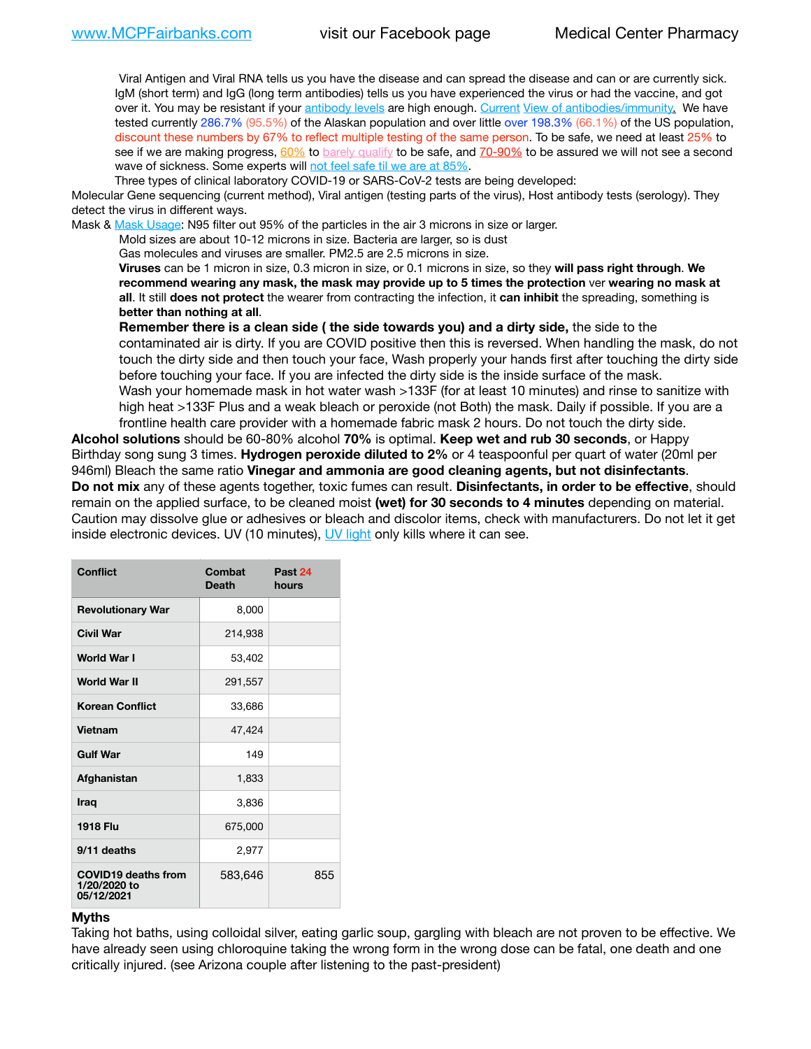Viral Antigen and Viral RNA tells us you have the disease and can spread the disease and can or are currently sick. IgM (short term) and IgG (long term antibodies) tells us you have experienced the virus or had the vaccine, and got over it. You may be resistant if your antibody levels are high enough. Current View of antibodies/immunity. We have tested currently 286.7% (95.5%) of the Alaskan population and over little over 198.3% (66.1%) of the US population, discount these numbers by 67% to reflect multiple testing of the same person. To be safe, we need at least 25% to see if we are making progress, 60% to barely qualify to be safe, and 70-90% to be assured we will not see a second wave of sickness. Some experts will not feel safe til we are at 85%.

Three types of clinical laboratory COVID-19 or SARS-CoV-2 tests are being developed:

Molecular Gene sequencing (current method), Viral antigen (testing parts of the virus), Host antibody tests (serology). They detect the virus in different ways.

Mask & Mask Usage: N95 filter out 95% of the particles in the air 3 microns in size or larger.

Mold sizes are about 10-12 microns in size. Bacteria are larger, so is dust

Gas molecules and viruses are smaller. PM2.5 are 2.5 microns in size.

**Viruses** can be 1 micron in size, 0.3 micron in size, or 0.1 microns in size, so they **will pass right through**. **We recommend wearing any mask, the mask may provide up to 5 times the protection** ver **wearing no mask at all**. It still **does not protect** the wearer from contracting the infection, it **can inhibit** the spreading, something is **better than nothing at all**.

**Remember there is a clean side ( the side towards you) and a dirty side,** the side to the contaminated air is dirty. If you are COVID positive then this is reversed. When handling the mask, do not touch the dirty side and then touch your face, Wash properly your hands first after touching the dirty side before touching your face. If you are infected the dirty side is the inside surface of the mask.

Wash your homemade mask in hot water wash >133F (for at least 10 minutes) and rinse to sanitize with high heat >133F Plus and a weak bleach or peroxide (not Both) the mask. Daily if possible. If you are a frontline health care provider with a homemade fabric mask 2 hours. Do not touch the dirty side.

**Alcohol solutions** should be 60-80% alcohol **70%** is optimal. **Keep wet and rub 30 seconds**, or Happy Birthday song sung 3 times. **Hydrogen peroxide diluted to 2%** or 4 teaspoonful per quart of water (20ml per 946ml) Bleach the same ratio **Vinegar and ammonia are good cleaning agents, but not disinfectants**.

**Do not mix** any of these agents together, toxic fumes can result. **Disinfectants, in order to be effective**, should remain on the applied surface, to be cleaned moist **(wet) for 30 seconds to 4 minutes** depending on material. Caution may dissolve glue or adhesives or bleach and discolor items, check with manufacturers. Do not let it get inside electronic devices. UV (10 minutes), UV light only kills where it can see.

| Conflict | Combat Death | Past 24 hours |
|---|---|---|
| Revolutionary War | 8,000 | |
| Civil War | 214,938 | |
| World War I | 53,402 | |
| World War II | 291,557 | |
| Korean Conflict | 33,686 | |
| Vietnam | 47,424 | |
| Gulf War | 149 | |
| Afghanistan | 1,833 | |
| Iraq | 3,836 | |
| 1918 Flu | 675,000 | |
| 9/11 deaths | 2,977 | |
| COVID19 deaths from 1/20/2020 to 05/12/2021 | 583,646 | 855 |

**Myths**

Taking hot baths, using colloidal silver, eating garlic soup, gargling with bleach are not proven to be effective. We have already seen using chloroquine taking the wrong form in the wrong dose can be fatal, one death and one critically injured. (see Arizona couple after listening to the past-president)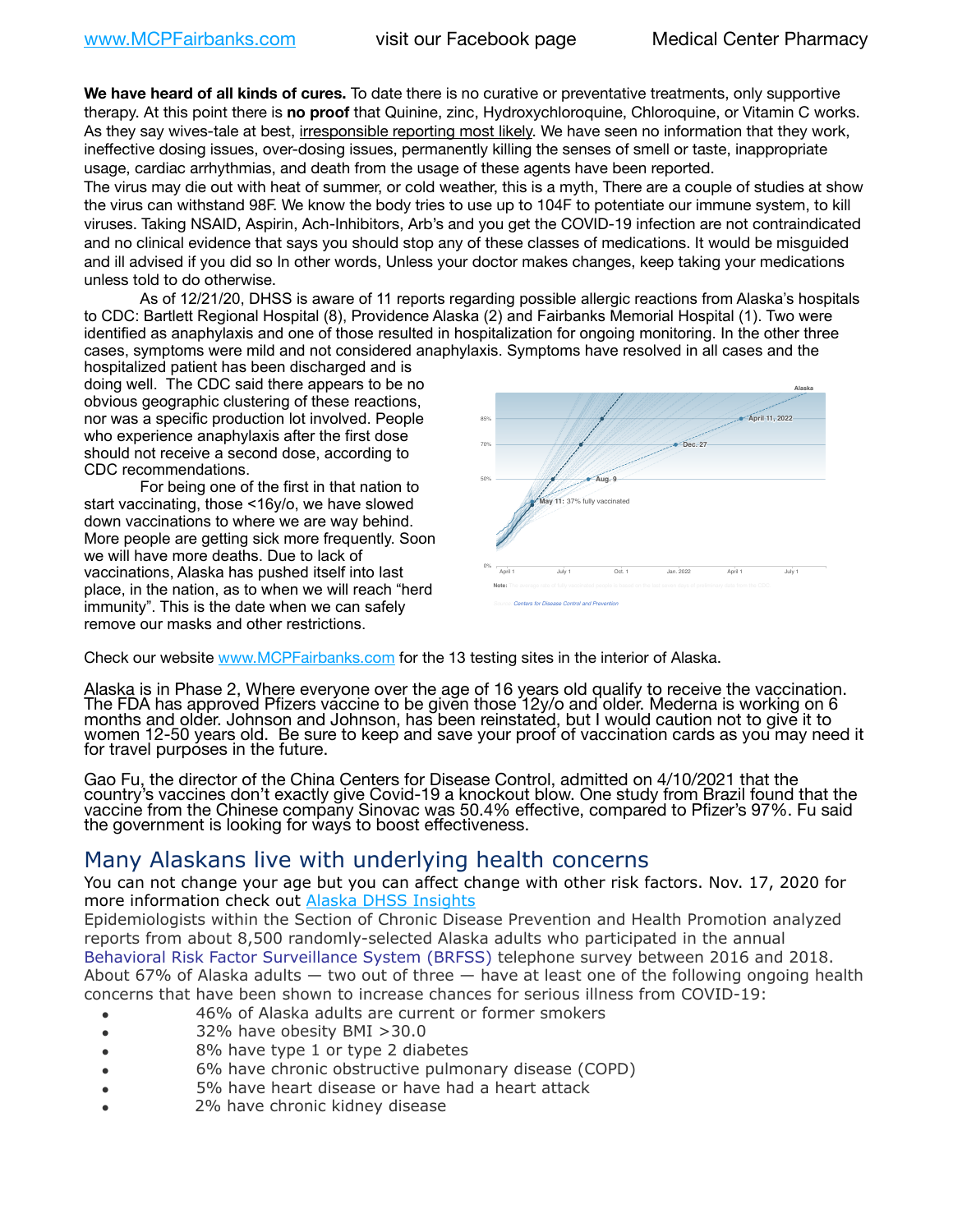We have heard of all kinds of cures. To date there is no curative or preventative treatments, only supportive therapy. At this point there is **no proof** that Quinine, zinc, Hydroxychloroquine, Chloroquine, or Vitamin C works. As they say wives-tale at best, irresponsible reporting most likely. We have seen no information that they work, ineffective dosing issues, over-dosing issues, permanently killing the senses of smell or taste, inappropriate usage, cardiac arrhythmias, and death from the usage of these agents have been reported.

The virus may die out with heat of summer, or cold weather, this is a myth, There are a couple of studies at show the virus can withstand 98F. We know the body tries to use up to 104F to potentiate our immune system, to kill viruses. Taking NSAID, Aspirin, Ach-Inhibitors, Arb's and you get the COVID-19 infection are not contraindicated and no clinical evidence that says you should stop any of these classes of medications. It would be misguided and ill advised if you did so In other words, Unless your doctor makes changes, keep taking your medications unless told to do otherwise.

As of 12/21/20, DHSS is aware of 11 reports regarding possible allergic reactions from Alaska's hospitals to CDC: Bartlett Regional Hospital (8), Providence Alaska (2) and Fairbanks Memorial Hospital (1). Two were identified as anaphylaxis and one of those resulted in hospitalization for ongoing monitoring. In the other three cases, symptoms were mild and not considered anaphylaxis. Symptoms have resolved in all cases and the hospitalized patient has been discharged and is doing well. The CDC said there appears to be no obvious geographic clustering of these reactions, nor was a specific production lot involved. People who experience anaphylaxis after the first dose should not receive a second dose, according to CDC recommendations.

For being one of the first in that nation to start vaccinating, those <16y/o, we have slowed down vaccinations to where we are way behind. More people are getting sick more frequently. Soon we will have more deaths. Due to lack of vaccinations, Alaska has pushed itself into last place, in the nation, as to when we will reach "herd immunity". This is the date when we can safely remove our masks and other restrictions.

Check our website www.MCPFairbanks.com for the 13 testing sites in the interior of Alaska.

Alaska is in Phase 2, Where everyone over the age of 16 years old qualify to receive the vaccination. The FDA has approved Pfizers vaccine to be given those 12y/o and older. Mederna is working on 6 months and older. Johnson and Johnson, has been reinstated, but I would caution not to give it to women 12-50 years old. Be sure to keep and save your proof of vaccination cards as you may need it for travel purposes in the future.

Gao Fu, the director of the China Centers for Disease Control, admitted on 4/10/2021 that the country's vaccines don't exactly give Covid-19 a knockout blow. One study from Brazil found that the vaccine from the Chinese company Sinovac was 50.4% effective, compared to Pfizer's 97%. Fu said the government is looking for ways to boost effectiveness.

## Many Alaskans live with underlying health concerns

You can not change your age but you can affect change with other risk factors. Nov. 17, 2020 for more information check out Alaska DHSS Insights

Epidemiologists within the Section of Chronic Disease Prevention and Health Promotion analyzed reports from about 8,500 randomly-selected Alaska adults who participated in the annual Behavioral Risk Factor Surveillance System (BRFSS) telephone survey between 2016 and 2018. About 67% of Alaska adults — two out of three — have at least one of the following ongoing health concerns that have been shown to increase chances for serious illness from COVID-19:

- 46% of Alaska adults are current or former smokers
- 32% have obesity BMI >30.0
- 8% have type 1 or type 2 diabetes
- 6% have chronic obstructive pulmonary disease (COPD)
- 5% have heart disease or have had a heart attack
- 2% have chronic kidney disease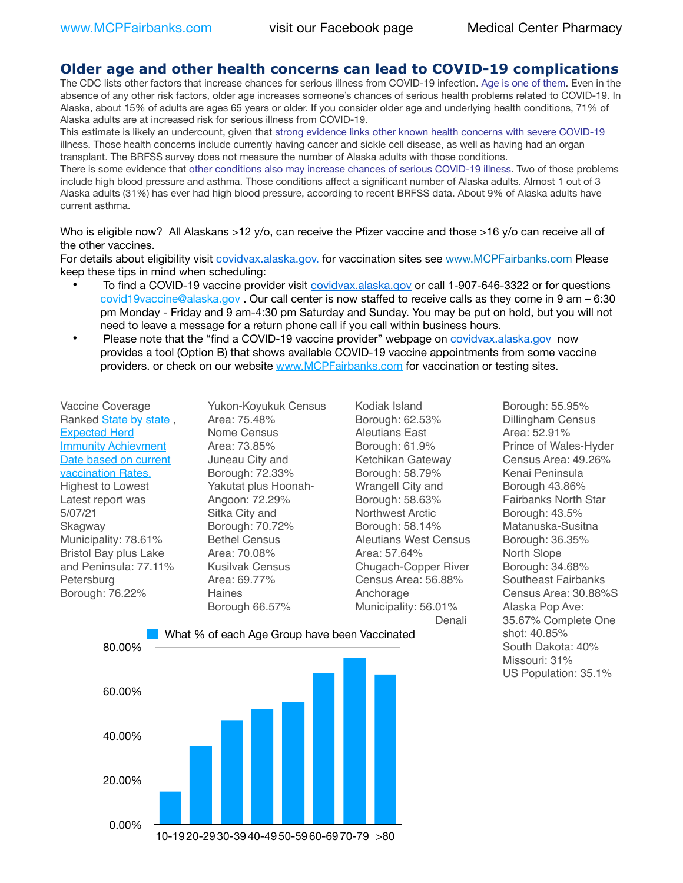www.MCPFairbanks.com visit our Facebook page Medical Center Pharmacy

## Older age and other health concerns can lead to COVID-19 complications

The CDC lists other factors that increase chances for serious illness from COVID-19 infection. Age is one of them. Even in the absence of any other risk factors, older age increases someone's chances of serious health problems related to COVID-19. In Alaska, about 15% of adults are ages 65 years or older. If you consider older age and underlying health conditions, 71% of Alaska adults are at increased risk for serious illness from COVID-19.

This estimate is likely an undercount, given that strong evidence links other known health concerns with severe COVID-19 illness. Those health concerns include currently having cancer and sickle cell disease, as well as having had an organ transplant. The BRFSS survey does not measure the number of Alaska adults with those conditions.

There is some evidence that other conditions also may increase chances of serious COVID-19 illness. Two of those problems include high blood pressure and asthma. Those conditions affect a significant number of Alaska adults. Almost 1 out of 3 Alaska adults (31%) has ever had high blood pressure, according to recent BRFSS data. About 9% of Alaska adults have current asthma.

Who is eligible now? All Alaskans >12 y/o, can receive the Pfizer vaccine and those >16 y/o can receive all of the other vaccines.

For details about eligibility visit covidvax.alaska.gov. for vaccination sites see www.MCPFairbanks.com Please keep these tips in mind when scheduling:

- To find a COVID-19 vaccine provider visit covidvax.alaska.gov or call 1-907-646-3322 or for questions covid19vaccine@alaska.gov . Our call center is now staffed to receive calls as they come in 9 am – 6:30 pm Monday - Friday and 9 am-4:30 pm Saturday and Sunday. You may be put on hold, but you will not need to leave a message for a return phone call if you call within business hours.
- Please note that the "find a COVID-19 vaccine provider" webpage on covidvax.alaska.gov now provides a tool (Option B) that shows available COVID-19 vaccine appointments from some vaccine providers. or check on our website www.MCPFairbanks.com for vaccination or testing sites.

Vaccine Coverage Ranked State by state , Expected Herd Immunity Achievment Date based on current vaccination Rates. Highest to Lowest Latest report was 5/07/21
Skagway Municipality: 78.61%
Bristol Bay plus Lake and Peninsula: 77.11%
Petersburg Borough: 76.22%
Yukon-Koyukuk Census Area: 75.48%
Nome Census Area: 73.85%
Juneau City and Borough: 72.33%
Yakutat plus Hoonah-Angoon: 72.29%
Sitka City and Borough: 70.72%
Bethel Census Area: 70.08%
Kusilvak Census Area: 69.77%
Haines Borough 66.57%
Kodiak Island Borough: 62.53%
Aleutians East Borough: 61.9%
Ketchikan Gateway Borough: 58.79%
Wrangell City and Borough: 58.63%
Northwest Arctic Borough: 58.14%
Aleutians West Census Area: 57.64%
Chugach-Copper River Census Area: 56.88%
Anchorage Municipality: 56.01%
Denali Borough: 55.95%
Dillingham Census Area: 52.91%
Prince of Wales-Hyder Census Area: 49.26%
Kenai Peninsula Borough 43.86%
Fairbanks North Star Borough: 43.5%
Matanuska-Susitna Borough: 36.35%
North Slope Borough: 34.68%
Southeast Fairbanks Census Area: 30.88%S
Alaska Pop Ave: 35.67% Complete One shot: 40.85%
South Dakota: 40%
Missouri: 31%
US Population: 35.1%

What % of each Age Group have been Vaccinated

80.00%
60.00%
40.00%
20.00%
0.00%

10-19 20-29 30-39 40-49 50-59 60-69 70-79 >80